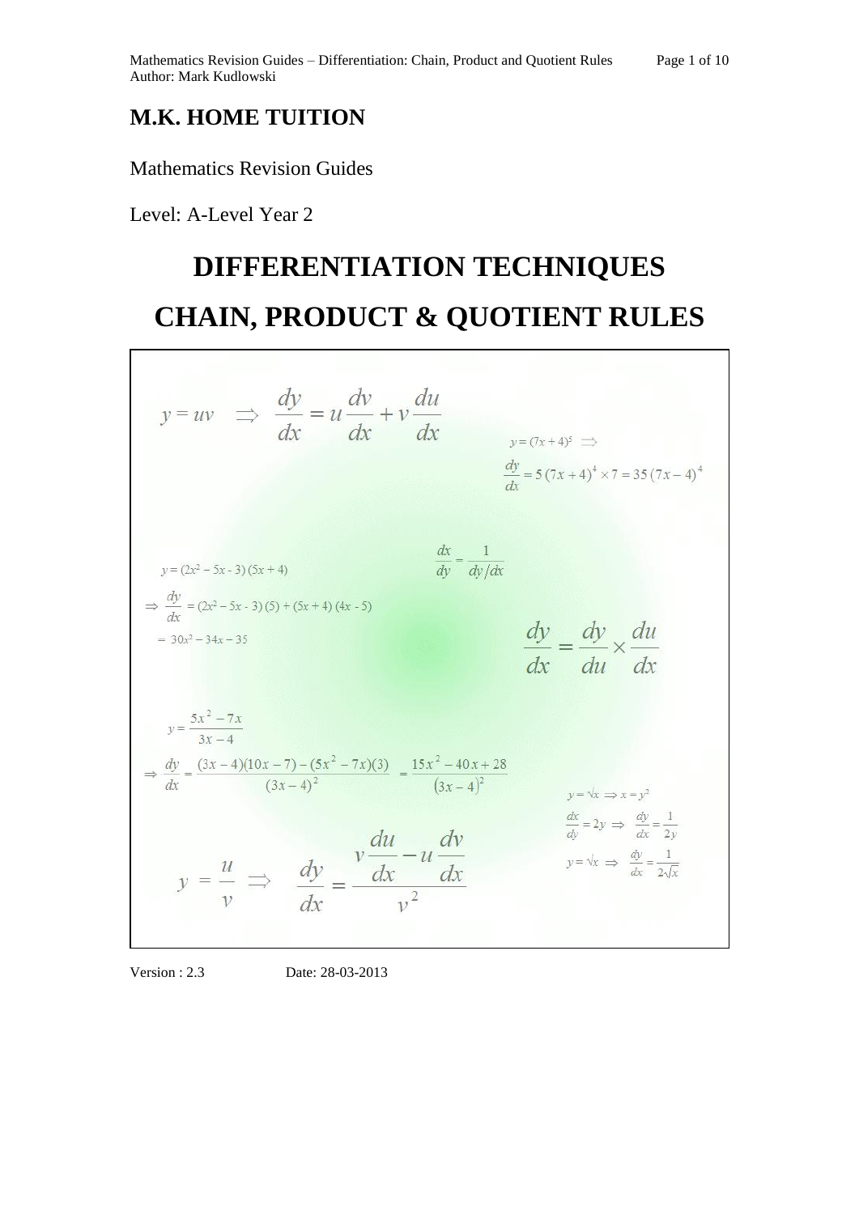# M.K. HOME TUITION

Mathematics Revision Guides

Level: A-Level Year 2

# DIFFERENTIATION TECHNIQUES

# CHAIN, PRODUCT & QUOTIENT RULES

$$y = uv \quad \Rightarrow \quad \frac{dy}{dx} = u\frac{dv}{dx} + v\frac{du}{dx}$$

$$y = (7x+4)^5 \Rightarrow$$

$$\frac{dy}{dx} = 5(7x+4)^4 \times 7 = 35(7x-4)^4$$

$$\frac{dx}{dy} = \frac{1}{dy/dx}$$

$$y = (2x^2 - 5x - 3)(5x+4)$$

$$\Rightarrow \frac{dy}{dx} = (2x^2 - 5x - 3)(5) + (5x+4)(4x - 5)$$

$$= 30x^2 - 34x - 35$$

$$\frac{dy}{dx} = \frac{dy}{du} \times \frac{du}{dx}$$

$$y = \frac{5x^2 - 7x}{3x - 4}$$

$$\Rightarrow \frac{dy}{dx} = \frac{(3x-4)(10x-7) - (5x^2 - 7x)(3)}{(3x-4)^2} = \frac{15x^2 - 40x + 28}{(3x-4)^2}$$

$$y = \sqrt{x} \Rightarrow x = y^2$$

$$\frac{dx}{dy} = 2y \Rightarrow \frac{dy}{dx} = \frac{1}{2y}$$

$$y = \sqrt{x} \Rightarrow \frac{dy}{dx} = \frac{1}{2\sqrt{x}}$$

$$y = \frac{u}{v} \Rightarrow \frac{dy}{dx} = \frac{v\frac{du}{dx} - u\frac{dv}{dx}}{v^2}$$

Version : 2.3 Date: 28-03-2013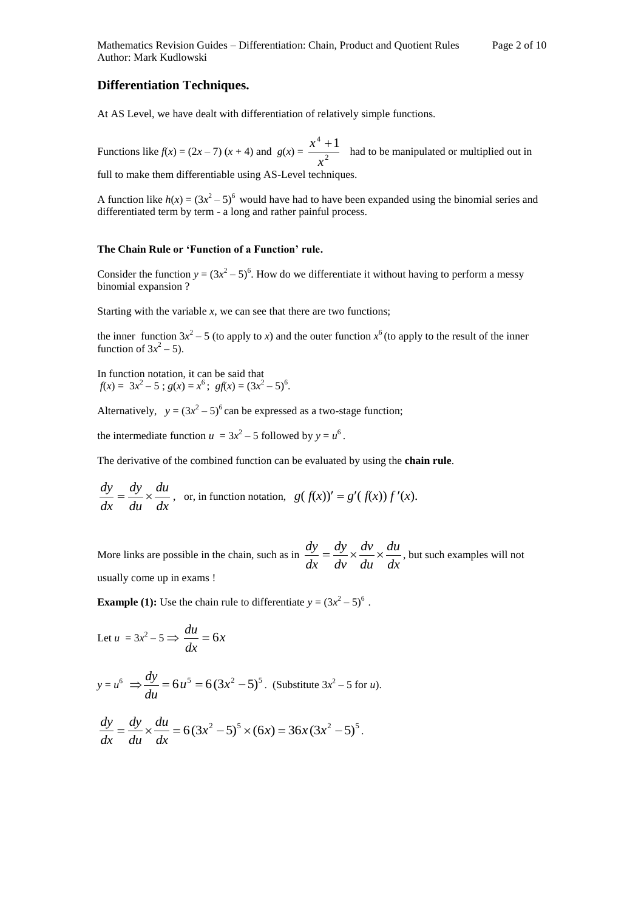## Differentiation Techniques.

At AS Level, we have dealt with differentiation of relatively simple functions.

Functions like $f(x) = (2x - 7)(x + 4)$ and $g(x) = \dfrac{x^4 + 1}{x^2}$ had to be manipulated or multiplied out in full to make them differentiable using AS-Level techniques.

A function like $h(x) = (3x^2 - 5)^6$ would have had to have been expanded using the binomial series and differentiated term by term - a long and rather painful process.

### The Chain Rule or 'Function of a Function' rule.

Consider the function $y = (3x^2 - 5)^6$. How do we differentiate it without having to perform a messy binomial expansion ?

Starting with the variable $x$, we can see that there are two functions;

the inner function $3x^2 - 5$ (to apply to $x$) and the outer function $x^6$ (to apply to the result of the inner function of $3x^2 - 5$).

In function notation, it can be said that
$f(x) = 3x^2 - 5$ ; $g(x) = x^6$ ; $gf(x) = (3x^2 - 5)^6$.

Alternatively, $y = (3x^2 - 5)^6$ can be expressed as a two-stage function;

the intermediate function $u = 3x^2 - 5$ followed by $y = u^6$.

The derivative of the combined function can be evaluated by using the **chain rule**.

$$\frac{dy}{dx} = \frac{dy}{du} \times \frac{du}{dx}, \quad \text{or, in function notation,} \quad g(f(x))' = g'(f(x))\, f'(x).$$

More links are possible in the chain, such as in $\dfrac{dy}{dx} = \dfrac{dy}{dv} \times \dfrac{dv}{du} \times \dfrac{du}{dx}$, but such examples will not usually come up in exams !

**Example (1):** Use the chain rule to differentiate $y = (3x^2 - 5)^6$.

Let $u = 3x^2 - 5 \Rightarrow \dfrac{du}{dx} = 6x$

$y = u^6 \Rightarrow \dfrac{dy}{du} = 6u^5 = 6(3x^2 - 5)^5$. (Substitute $3x^2 - 5$ for $u$).

$$\frac{dy}{dx} = \frac{dy}{du} \times \frac{du}{dx} = 6(3x^2 - 5)^5 \times (6x) = 36x(3x^2 - 5)^5.$$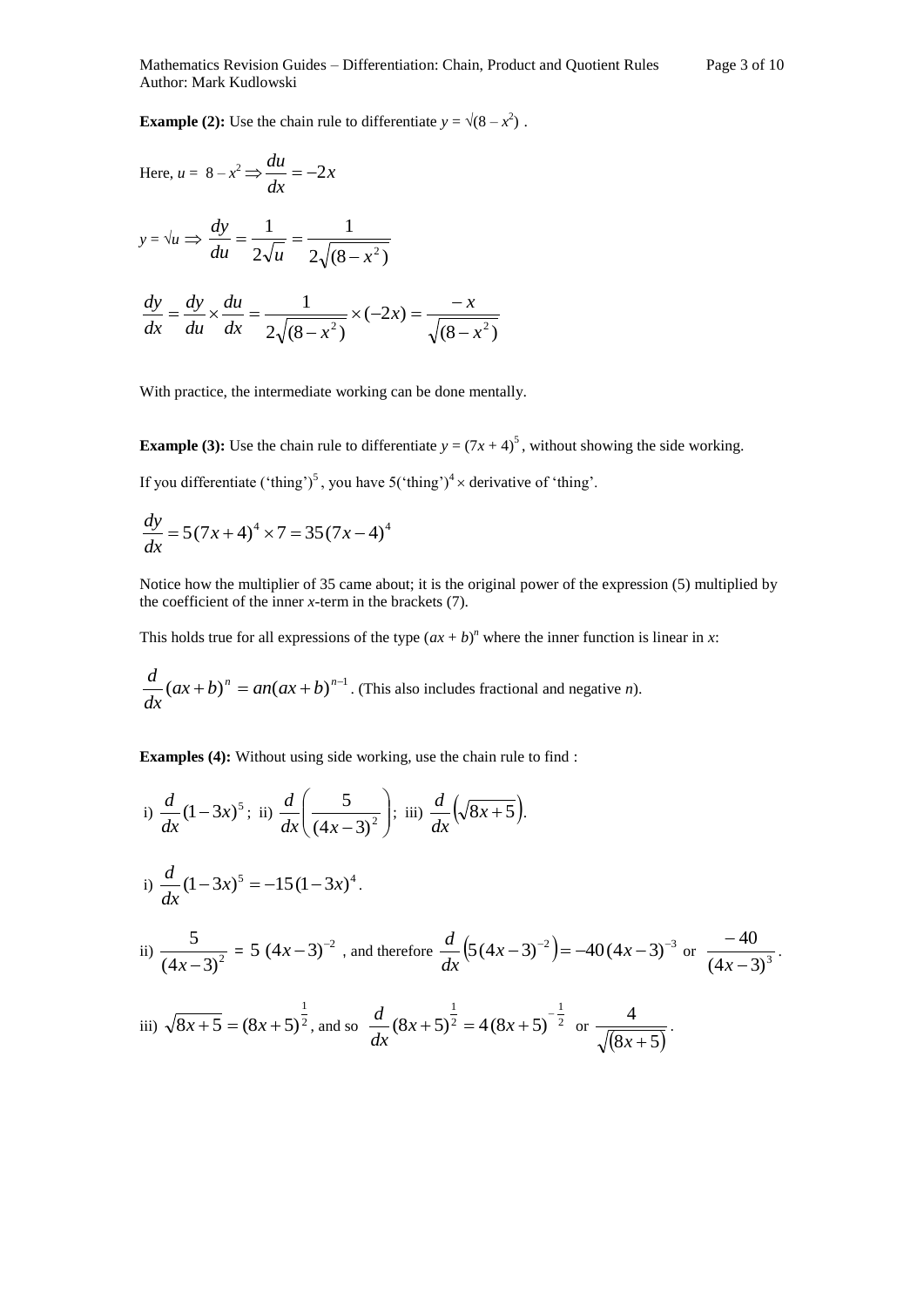**Example (2):** Use the chain rule to differentiate $y = \sqrt{(8 - x^2)}$ .

Here, $u = 8 - x^2 \Rightarrow \dfrac{du}{dx} = -2x$

$y = \sqrt{u} \Rightarrow \dfrac{dy}{du} = \dfrac{1}{2\sqrt{u}} = \dfrac{1}{2\sqrt{(8 - x^2)}}$

$$\frac{dy}{dx} = \frac{dy}{du} \times \frac{du}{dx} = \frac{1}{2\sqrt{(8 - x^2)}} \times (-2x) = \frac{-x}{\sqrt{(8 - x^2)}}$$

With practice, the intermediate working can be done mentally.

**Example (3):** Use the chain rule to differentiate $y = (7x + 4)^5$ , without showing the side working.

If you differentiate ('thing')$^5$ , you have 5('thing')$^4 \times$ derivative of 'thing'.

$$\frac{dy}{dx} = 5(7x + 4)^4 \times 7 = 35(7x - 4)^4$$

Notice how the multiplier of 35 came about; it is the original power of the expression (5) multiplied by the coefficient of the inner *x*-term in the brackets (7).

This holds true for all expressions of the type $(ax + b)^n$ where the inner function is linear in *x*:

$\dfrac{d}{dx}(ax + b)^n = an(ax + b)^{n-1}$ . (This also includes fractional and negative *n*).

**Examples (4):** Without using side working, use the chain rule to find :

i) $\dfrac{d}{dx}(1 - 3x)^5$ ; ii) $\dfrac{d}{dx}\left(\dfrac{5}{(4x - 3)^2}\right)$; iii) $\dfrac{d}{dx}\left(\sqrt{8x + 5}\right)$.

i) $\dfrac{d}{dx}(1 - 3x)^5 = -15(1 - 3x)^4$ .

ii) $\dfrac{5}{(4x - 3)^2} = 5\,(4x - 3)^{-2}$ , and therefore $\dfrac{d}{dx}\left(5(4x - 3)^{-2}\right) = -40(4x - 3)^{-3}$ or $\dfrac{-40}{(4x - 3)^3}$ .

iii) $\sqrt{8x + 5} = (8x + 5)^{\frac{1}{2}}$, and so $\dfrac{d}{dx}(8x + 5)^{\frac{1}{2}} = 4(8x + 5)^{-\frac{1}{2}}$ or $\dfrac{4}{\sqrt{(8x + 5)}}$ .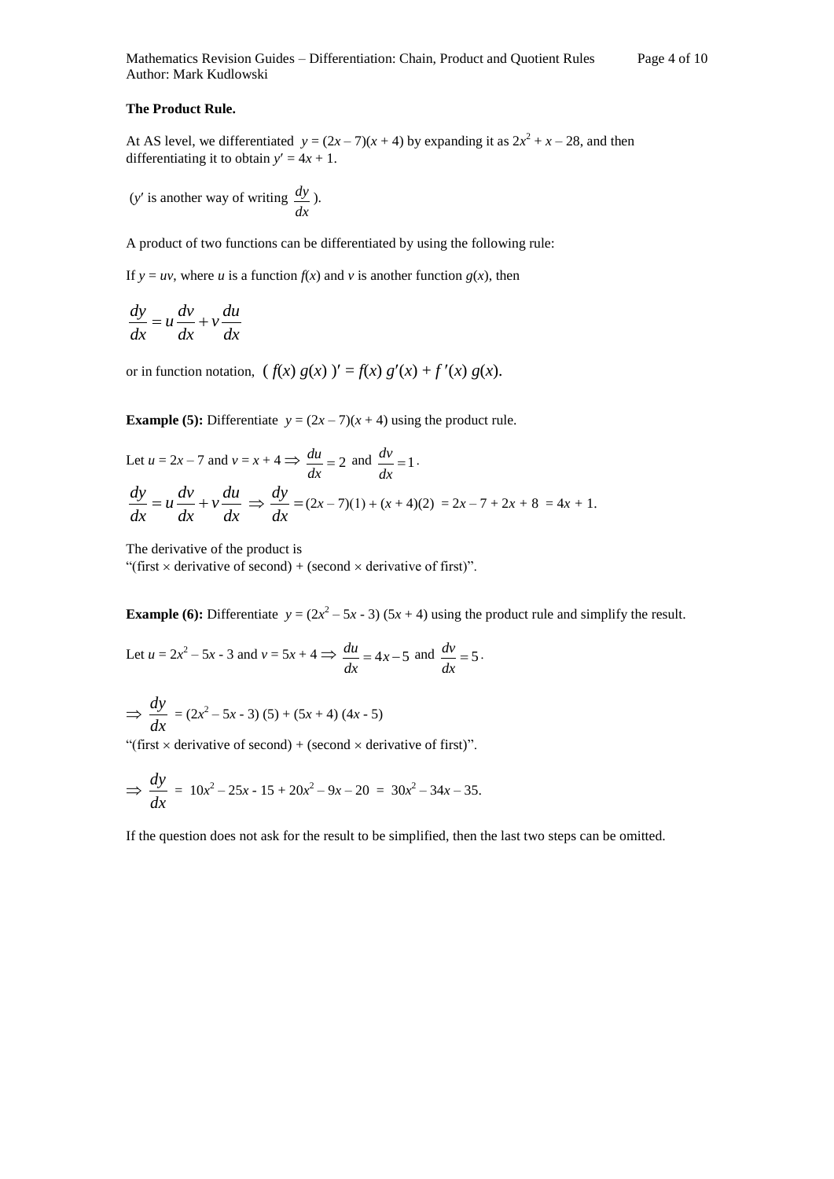**The Product Rule.**

At AS level, we differentiated $y = (2x - 7)(x + 4)$ by expanding it as $2x^2 + x - 28$, and then differentiating it to obtain $y' = 4x + 1$.

($y'$ is another way of writing $\frac{dy}{dx}$).

A product of two functions can be differentiated by using the following rule:

If $y = uv$, where $u$ is a function $f(x)$ and $v$ is another function $g(x)$, then

$$\frac{dy}{dx} = u\frac{dv}{dx} + v\frac{du}{dx}$$

or in function notation, $( f(x)\, g(x) )' = f(x)\, g'(x) + f'(x)\, g(x)$.

**Example (5):** Differentiate $y = (2x - 7)(x + 4)$ using the product rule.

Let $u = 2x - 7$ and $v = x + 4 \Rightarrow \frac{du}{dx} = 2$ and $\frac{dv}{dx} = 1$.

$$\frac{dy}{dx} = u\frac{dv}{dx} + v\frac{du}{dx} \Rightarrow \frac{dy}{dx} = (2x - 7)(1) + (x + 4)(2) = 2x - 7 + 2x + 8 = 4x + 1.$$

The derivative of the product is
"(first $\times$ derivative of second) + (second $\times$ derivative of first)".

**Example (6):** Differentiate $y = (2x^2 - 5x - 3)(5x + 4)$ using the product rule and simplify the result.

Let $u = 2x^2 - 5x - 3$ and $v = 5x + 4 \Rightarrow \frac{du}{dx} = 4x - 5$ and $\frac{dv}{dx} = 5$.

$$\Rightarrow \frac{dy}{dx} = (2x^2 - 5x - 3)(5) + (5x + 4)(4x - 5)$$

"(first $\times$ derivative of second) + (second $\times$ derivative of first)".

$$\Rightarrow \frac{dy}{dx} = 10x^2 - 25x - 15 + 20x^2 - 9x - 20 = 30x^2 - 34x - 35.$$

If the question does not ask for the result to be simplified, then the last two steps can be omitted.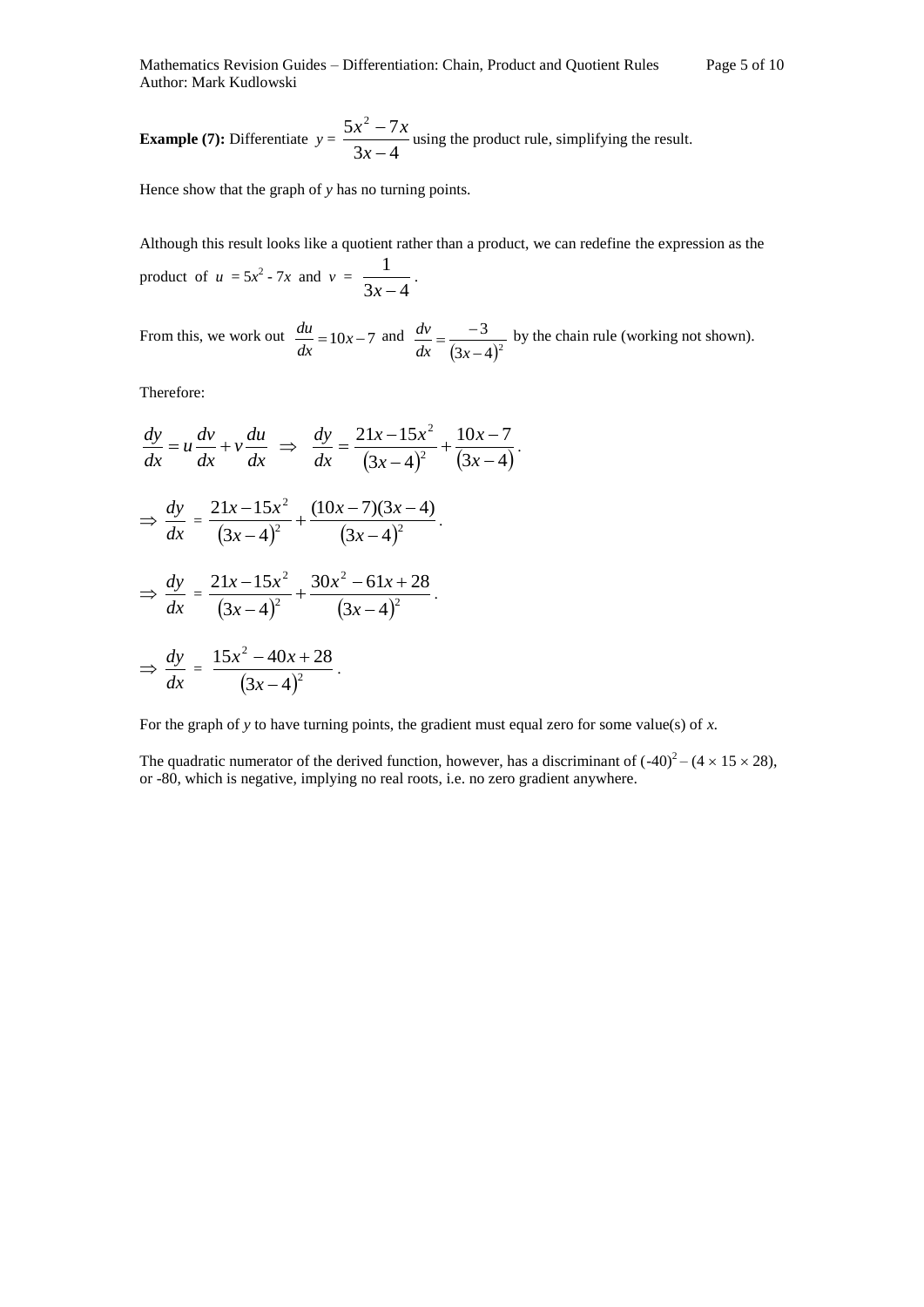**Example (7):** Differentiate $y = \dfrac{5x^2 - 7x}{3x - 4}$ using the product rule, simplifying the result.

Hence show that the graph of $y$ has no turning points.

Although this result looks like a quotient rather than a product, we can redefine the expression as the product of $u = 5x^2 - 7x$ and $v = \dfrac{1}{3x-4}$.

From this, we work out $\dfrac{du}{dx} = 10x - 7$ and $\dfrac{dv}{dx} = \dfrac{-3}{(3x-4)^2}$ by the chain rule (working not shown).

Therefore:

$$\frac{dy}{dx} = u\frac{dv}{dx} + v\frac{du}{dx} \;\;\Rightarrow\;\; \frac{dy}{dx} = \frac{21x - 15x^2}{(3x-4)^2} + \frac{10x-7}{(3x-4)}.$$

$$\Rightarrow \frac{dy}{dx} = \frac{21x - 15x^2}{(3x-4)^2} + \frac{(10x-7)(3x-4)}{(3x-4)^2}.$$

$$\Rightarrow \frac{dy}{dx} = \frac{21x - 15x^2}{(3x-4)^2} + \frac{30x^2 - 61x + 28}{(3x-4)^2}.$$

$$\Rightarrow \frac{dy}{dx} = \frac{15x^2 - 40x + 28}{(3x-4)^2}.$$

For the graph of $y$ to have turning points, the gradient must equal zero for some value(s) of $x$.

The quadratic numerator of the derived function, however, has a discriminant of $(-40)^2 - (4 \times 15 \times 28)$, or -80, which is negative, implying no real roots, i.e. no zero gradient anywhere.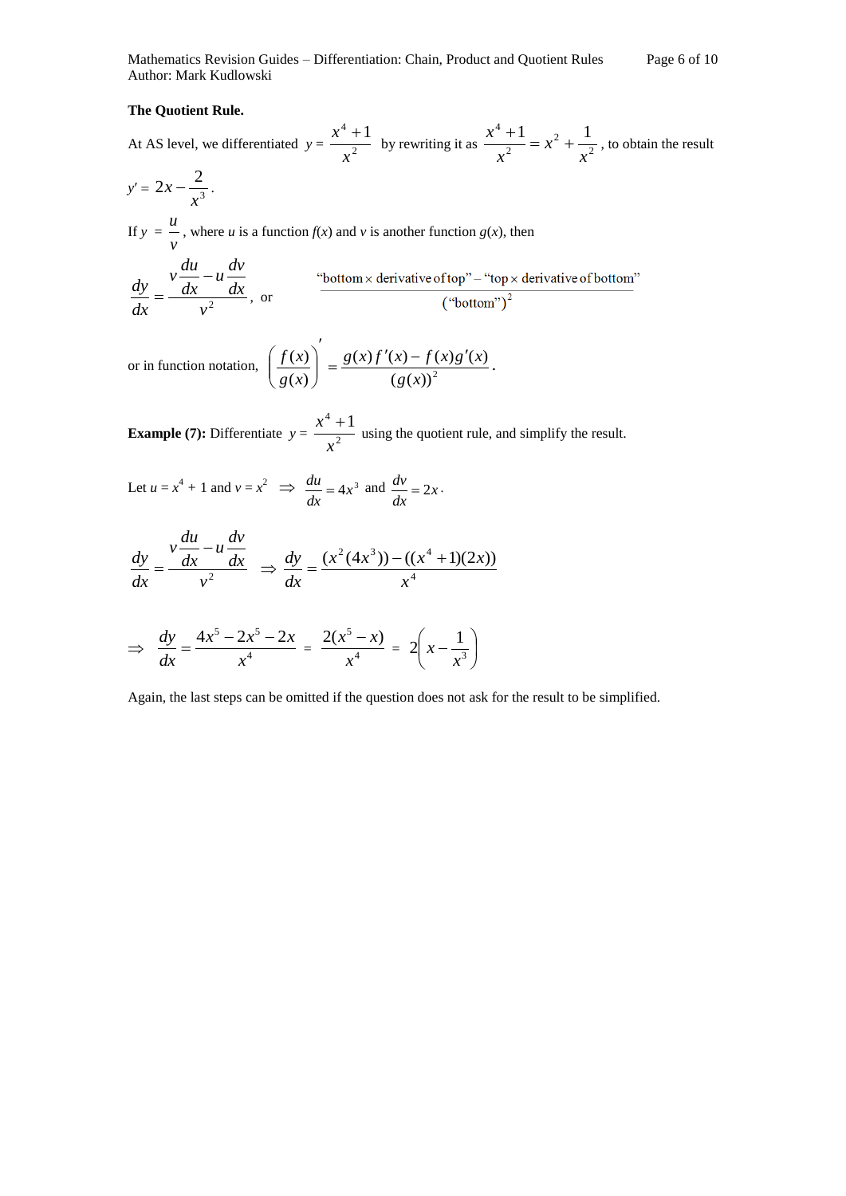**The Quotient Rule.**

At AS level, we differentiated $y = \dfrac{x^4+1}{x^2}$ by rewriting it as $\dfrac{x^4+1}{x^2} = x^2 + \dfrac{1}{x^2}$, to obtain the result $y' = 2x - \dfrac{2}{x^3}$.

If $y = \dfrac{u}{v}$, where $u$ is a function $f(x)$ and $v$ is another function $g(x)$, then

$$\frac{dy}{dx} = \frac{v\dfrac{du}{dx} - u\dfrac{dv}{dx}}{v^2}, \text{ or } \qquad \frac{\text{“bottom} \times \text{derivative of top”} - \text{“top} \times \text{derivative of bottom”}}{(\text{“bottom”})^2}$$

or in function notation, $\left(\dfrac{f(x)}{g(x)}\right)' = \dfrac{g(x)f'(x) - f(x)g'(x)}{(g(x))^2}$.

**Example (7):** Differentiate $y = \dfrac{x^4+1}{x^2}$ using the quotient rule, and simplify the result.

Let $u = x^4 + 1$ and $v = x^2 \Rightarrow \dfrac{du}{dx} = 4x^3$ and $\dfrac{dv}{dx} = 2x$.

$$\frac{dy}{dx} = \frac{v\dfrac{du}{dx} - u\dfrac{dv}{dx}}{v^2} \Rightarrow \frac{dy}{dx} = \frac{(x^2(4x^3)) - ((x^4+1)(2x))}{x^4}$$

$$\Rightarrow \frac{dy}{dx} = \frac{4x^5 - 2x^5 - 2x}{x^4} = \frac{2(x^5 - x)}{x^4} = 2\left(x - \frac{1}{x^3}\right)$$

Again, the last steps can be omitted if the question does not ask for the result to be simplified.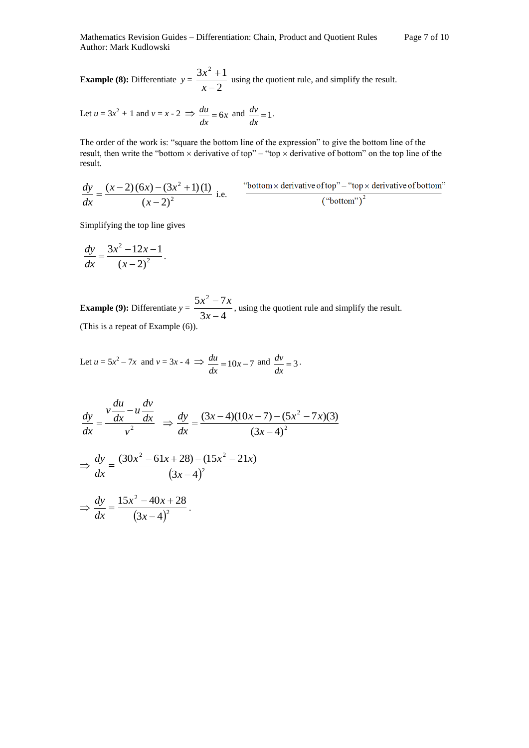**Example (8):** Differentiate $y = \dfrac{3x^2 + 1}{x - 2}$ using the quotient rule, and simplify the result.

Let $u = 3x^2 + 1$ and $v = x - 2 \Rightarrow \dfrac{du}{dx} = 6x$ and $\dfrac{dv}{dx} = 1$.

The order of the work is: "square the bottom line of the expression" to give the bottom line of the result, then write the "bottom × derivative of top" – "top × derivative of bottom" on the top line of the result.

$$\frac{dy}{dx} = \frac{(x-2)(6x) - (3x^2+1)(1)}{(x-2)^2} \quad \text{i.e.} \quad \frac{\text{“bottom} \times \text{derivative of top”} - \text{“top} \times \text{derivative of bottom”}}{(\text{“bottom”})^2}$$

Simplifying the top line gives

$$\frac{dy}{dx} = \frac{3x^2 - 12x - 1}{(x-2)^2}.$$

**Example (9):** Differentiate $y = \dfrac{5x^2 - 7x}{3x - 4}$, using the quotient rule and simplify the result. (This is a repeat of Example (6)).

Let $u = 5x^2 - 7x$ and $v = 3x - 4 \Rightarrow \dfrac{du}{dx} = 10x - 7$ and $\dfrac{dv}{dx} = 3$.

$$\frac{dy}{dx} = \frac{v\dfrac{du}{dx} - u\dfrac{dv}{dx}}{v^2} \Rightarrow \frac{dy}{dx} = \frac{(3x-4)(10x-7) - (5x^2-7x)(3)}{(3x-4)^2}$$

$$\Rightarrow \frac{dy}{dx} = \frac{(30x^2 - 61x + 28) - (15x^2 - 21x)}{(3x-4)^2}$$

$$\Rightarrow \frac{dy}{dx} = \frac{15x^2 - 40x + 28}{(3x-4)^2}.$$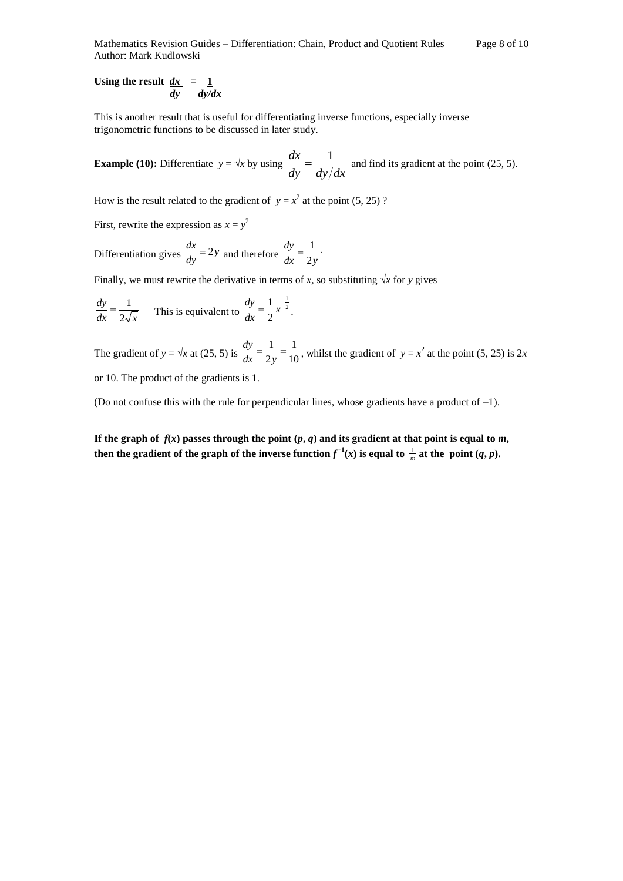**Using the result** $\frac{dx}{dy} = \frac{1}{dy/dx}$

This is another result that is useful for differentiating inverse functions, especially inverse trigonometric functions to be discussed in later study.

**Example (10):** Differentiate $y = \sqrt{x}$ by using $\frac{dx}{dy} = \frac{1}{dy/dx}$ and find its gradient at the point (25, 5).

How is the result related to the gradient of $y = x^2$ at the point (5, 25) ?

First, rewrite the expression as $x = y^2$

Differentiation gives $\frac{dx}{dy} = 2y$ and therefore $\frac{dy}{dx} = \frac{1}{2y}$.

Finally, we must rewrite the derivative in terms of $x$, so substituting $\sqrt{x}$ for $y$ gives

$\frac{dy}{dx} = \frac{1}{2\sqrt{x}}$. This is equivalent to $\frac{dy}{dx} = \frac{1}{2}x^{-\frac{1}{2}}$.

The gradient of $y = \sqrt{x}$ at (25, 5) is $\frac{dy}{dx} = \frac{1}{2y} = \frac{1}{10}$, whilst the gradient of $y = x^2$ at the point (5, 25) is $2x$ or 10. The product of the gradients is 1.

(Do not confuse this with the rule for perpendicular lines, whose gradients have a product of –1).

**If the graph of $f(x)$ passes through the point $(p, q)$ and its gradient at that point is equal to $m$, then the gradient of the graph of the inverse function $f^{-1}(x)$ is equal to $\frac{1}{m}$ at the point $(q, p)$.**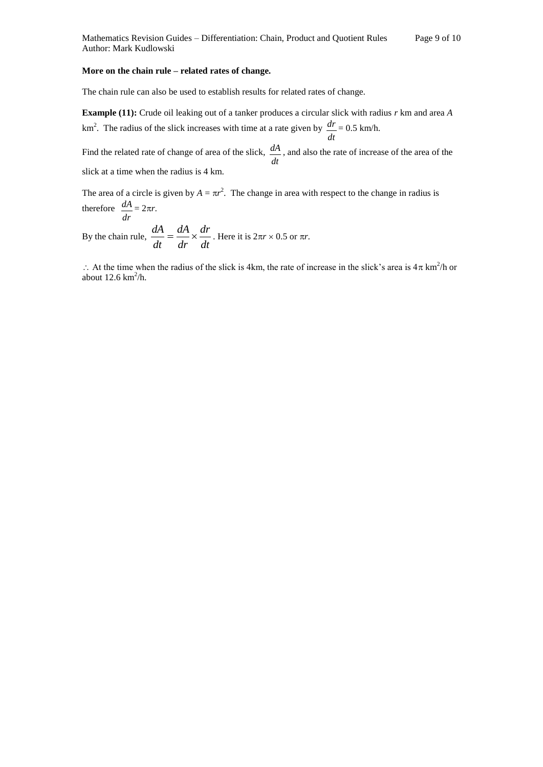**More on the chain rule – related rates of change.**

The chain rule can also be used to establish results for related rates of change.

**Example (11):** Crude oil leaking out of a tanker produces a circular slick with radius $r$ km and area $A$ km$^2$. The radius of the slick increases with time at a rate given by $\frac{dr}{dt} = 0.5$ km/h.

Find the related rate of change of area of the slick, $\frac{dA}{dt}$, and also the rate of increase of the area of the slick at a time when the radius is 4 km.

The area of a circle is given by $A = \pi r^2$. The change in area with respect to the change in radius is therefore $\frac{dA}{dr} = 2\pi r$.

By the chain rule, $\frac{dA}{dt} = \frac{dA}{dr} \times \frac{dr}{dt}$. Here it is $2\pi r \times 0.5$ or $\pi r$.

$\therefore$ At the time when the radius of the slick is 4km, the rate of increase in the slick's area is $4\pi$ km$^2$/h or about 12.6 km$^2$/h.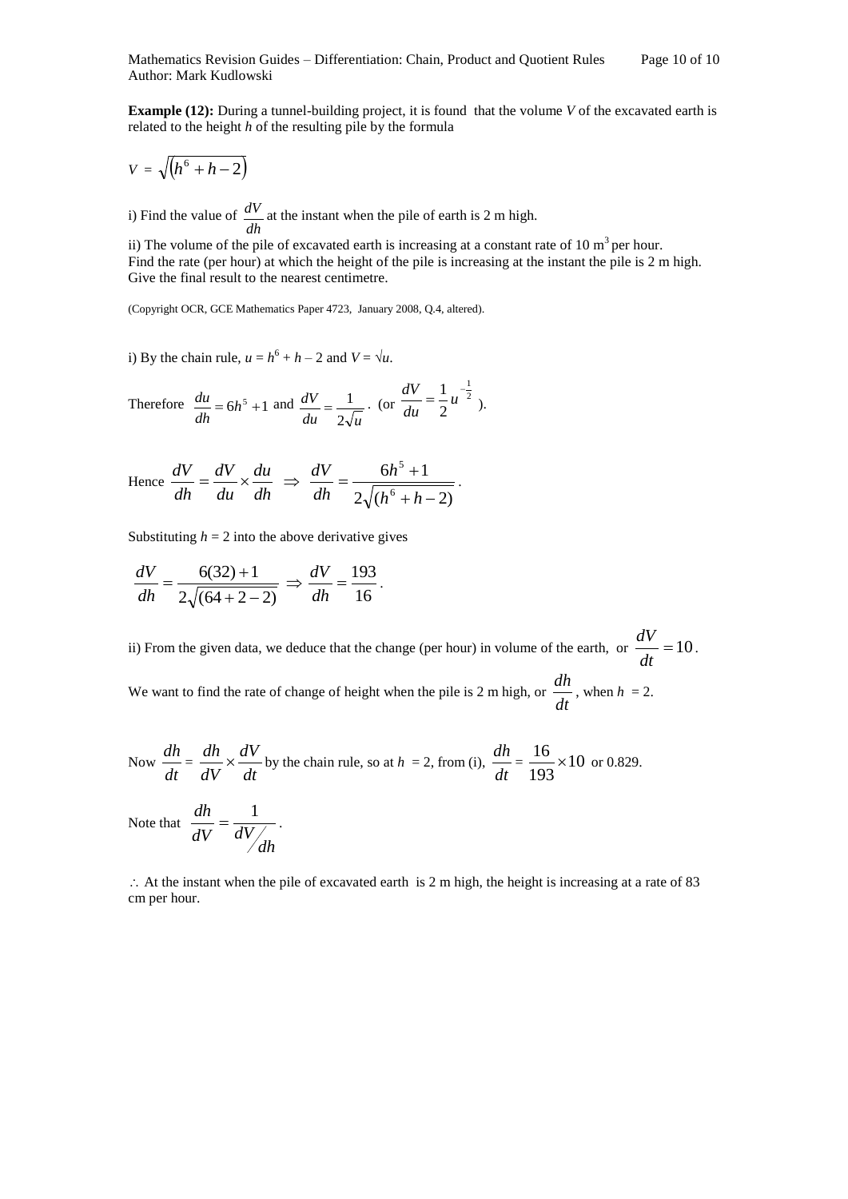**Example (12):** During a tunnel-building project, it is found that the volume $V$ of the excavated earth is related to the height $h$ of the resulting pile by the formula

$$V = \sqrt{(h^6 + h - 2)}$$

i) Find the value of $\frac{dV}{dh}$ at the instant when the pile of earth is 2 m high.

ii) The volume of the pile of excavated earth is increasing at a constant rate of 10 m$^3$ per hour. Find the rate (per hour) at which the height of the pile is increasing at the instant the pile is 2 m high. Give the final result to the nearest centimetre.

(Copyright OCR, GCE Mathematics Paper 4723, January 2008, Q.4, altered).

i) By the chain rule, $u = h^6 + h - 2$ and $V = \sqrt{u}$.

Therefore $\frac{du}{dh} = 6h^5 + 1$ and $\frac{dV}{du} = \frac{1}{2\sqrt{u}}$. (or $\frac{dV}{du} = \frac{1}{2}u^{-\frac{1}{2}}$ ).

Hence $\frac{dV}{dh} = \frac{dV}{du} \times \frac{du}{dh} \Rightarrow \frac{dV}{dh} = \frac{6h^5 + 1}{2\sqrt{(h^6 + h - 2)}}$.

Substituting $h = 2$ into the above derivative gives

$$\frac{dV}{dh} = \frac{6(32) + 1}{2\sqrt{(64 + 2 - 2)}} \Rightarrow \frac{dV}{dh} = \frac{193}{16}.$$

ii) From the given data, we deduce that the change (per hour) in volume of the earth, or $\frac{dV}{dt} = 10$.

We want to find the rate of change of height when the pile is 2 m high, or $\frac{dh}{dt}$, when $h = 2$.

Now $\frac{dh}{dt} = \frac{dh}{dV} \times \frac{dV}{dt}$ by the chain rule, so at $h = 2$, from (i), $\frac{dh}{dt} = \frac{16}{193} \times 10$ or 0.829.

Note that $\frac{dh}{dV} = \frac{1}{dV/dh}$.

$\therefore$ At the instant when the pile of excavated earth is 2 m high, the height is increasing at a rate of 83 cm per hour.